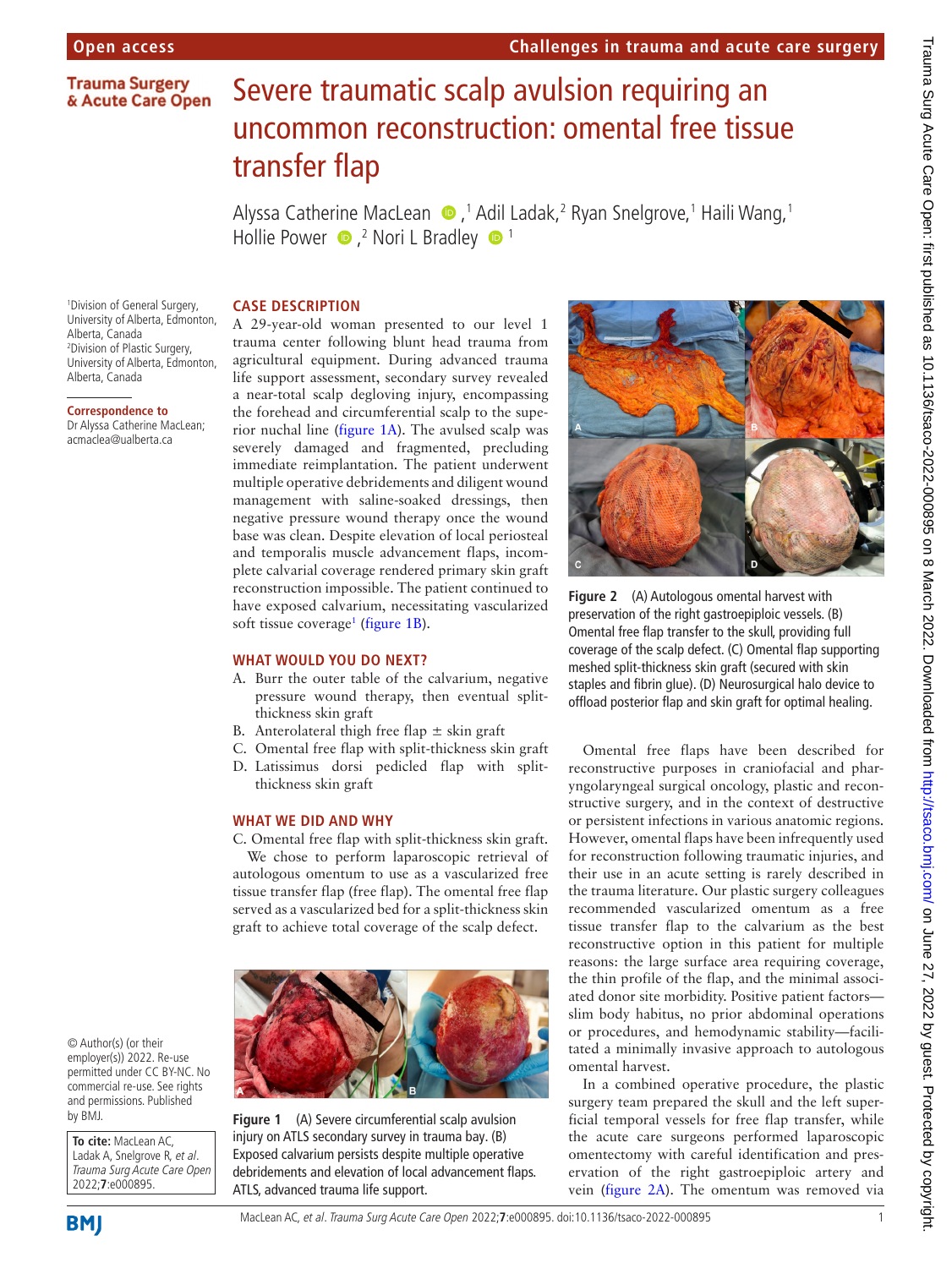Open access

Challenges in trauma and acute care surgery

# Severe traumatic scalp avulsion requiring an uncommon reconstruction: omental free tissue transfer flap

Alyssa Catherine MacLean,[1] Adil Ladak,[2] Ryan Snelgrove,[1] Haili Wang,[1] Hollie Power,[2] Nori L Bradley[1]

[1]Division of General Surgery, University of Alberta, Edmonton, Alberta, Canada
[2]Division of Plastic Surgery, University of Alberta, Edmonton, Alberta, Canada

**Correspondence to**
Dr Alyssa Catherine MacLean; acmaclea@ualberta.ca

## CASE DESCRIPTION

A 29-year-old woman presented to our level 1 trauma center following blunt head trauma from agricultural equipment. During advanced trauma life support assessment, secondary survey revealed a near-total scalp degloving injury, encompassing the forehead and circumferential scalp to the superior nuchal line (figure 1A). The avulsed scalp was severely damaged and fragmented, precluding immediate reimplantation. The patient underwent multiple operative debridements and diligent wound management with saline-soaked dressings, then negative pressure wound therapy once the wound base was clean. Despite elevation of local periosteal and temporalis muscle advancement flaps, incomplete calvarial coverage rendered primary skin graft reconstruction impossible. The patient continued to have exposed calvarium, necessitating vascularized soft tissue coverage[1] (figure 1B).

Figure 1 (A) Severe circumferential scalp avulsion injury on ATLS secondary survey in trauma bay. (B) Exposed calvarium persists despite multiple operative debridements and elevation of local advancement flaps. ATLS, advanced trauma life support.

## WHAT WOULD YOU DO NEXT?

A. Burr the outer table of the calvarium, negative pressure wound therapy, then eventual split-thickness skin graft
B. Anterolateral thigh free flap ± skin graft
C. Omental free flap with split-thickness skin graft
D. Latissimus dorsi pedicled flap with split-thickness skin graft

## WHAT WE DID AND WHY

C. Omental free flap with split-thickness skin graft.

We chose to perform laparoscopic retrieval of autologous omentum to use as a vascularized free tissue transfer flap (free flap). The omental free flap served as a vascularized bed for a split-thickness skin graft to achieve total coverage of the scalp defect.

Figure 2 (A) Autologous omental harvest with preservation of the right gastroepiploic vessels. (B) Omental free flap transfer to the skull, providing full coverage of the scalp defect. (C) Omental flap supporting meshed split-thickness skin graft (secured with skin staples and fibrin glue). (D) Neurosurgical halo device to offload posterior flap and skin graft for optimal healing.

Omental free flaps have been described for reconstructive purposes in craniofacial and pharyngolaryngeal surgical oncology, plastic and reconstructive surgery, and in the context of destructive or persistent infections in various anatomic regions. However, omental flaps have been infrequently used for reconstruction following traumatic injuries, and their use in an acute setting is rarely described in the trauma literature. Our plastic surgery colleagues recommended vascularized omentum as a free tissue transfer flap to the calvarium as the best reconstructive option in this patient for multiple reasons: the large surface area requiring coverage, the thin profile of the flap, and the minimal associated donor site morbidity. Positive patient factors—slim body habitus, no prior abdominal operations or procedures, and hemodynamic stability—facilitated a minimally invasive approach to autologous omental harvest.

In a combined operative procedure, the plastic surgery team prepared the skull and the left superficial temporal vessels for free flap transfer, while the acute care surgeons performed laparoscopic omentectomy with careful identification and preservation of the right gastroepiploic artery and vein (figure 2A). The omentum was removed via

© Author(s) (or their employer(s)) 2022. Re-use permitted under CC BY-NC. No commercial re-use. See rights and permissions. Published by BMJ.

**To cite:** MacLean AC, Ladak A, Snelgrove R, *et al*. *Trauma Surg Acute Care Open* 2022;**7**:e000895.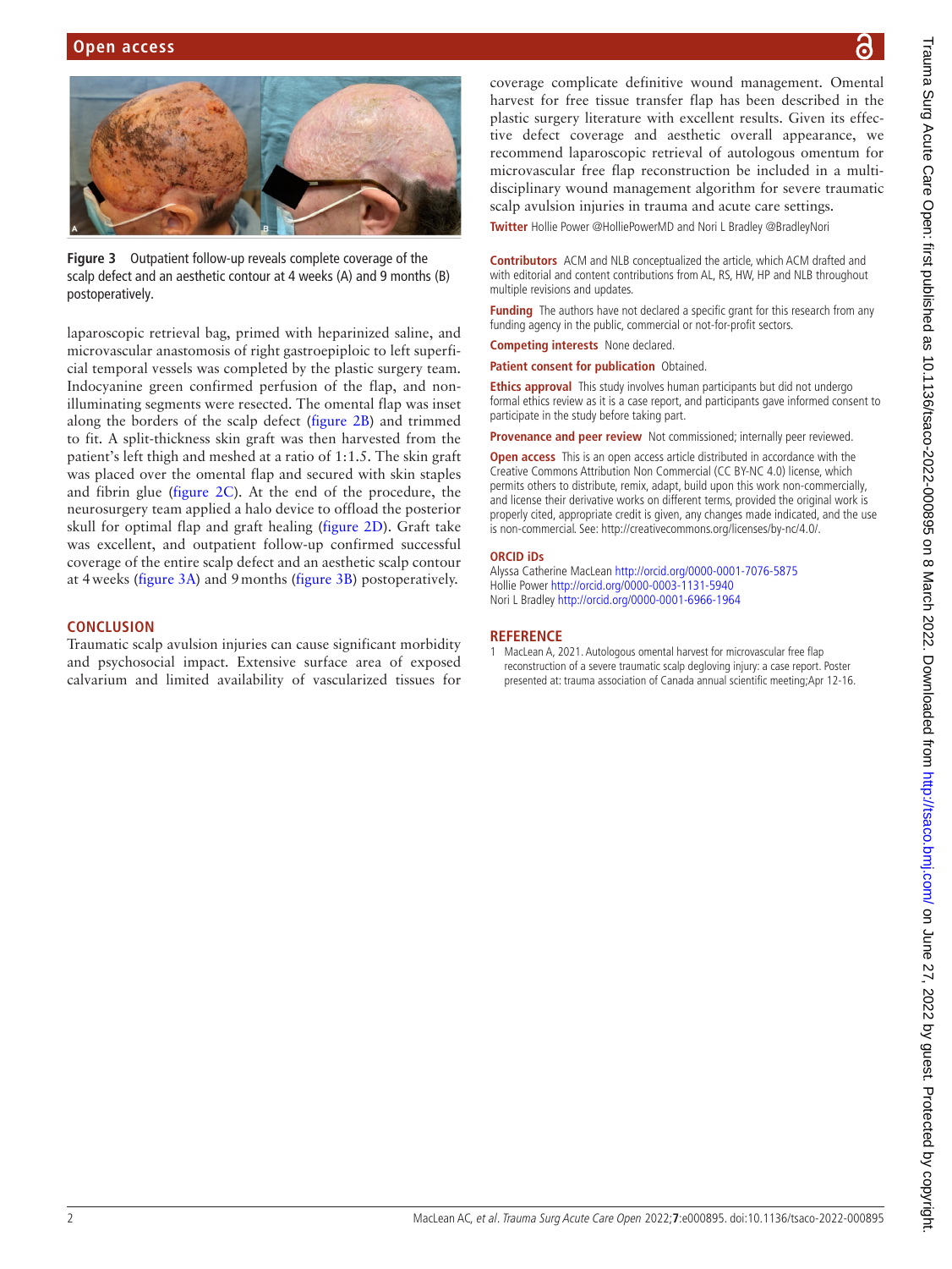Figure 3 Outpatient follow-up reveals complete coverage of the scalp defect and an aesthetic contour at 4 weeks (A) and 9 months (B) postoperatively.

laparoscopic retrieval bag, primed with heparinized saline, and microvascular anastomosis of right gastroepiploic to left superficial temporal vessels was completed by the plastic surgery team. Indocyanine green confirmed perfusion of the flap, and non-illuminating segments were resected. The omental flap was inset along the borders of the scalp defect (figure 2B) and trimmed to fit. A split-thickness skin graft was then harvested from the patient's left thigh and meshed at a ratio of 1:1.5. The skin graft was placed over the omental flap and secured with skin staples and fibrin glue (figure 2C). At the end of the procedure, the neurosurgery team applied a halo device to offload the posterior skull for optimal flap and graft healing (figure 2D). Graft take was excellent, and outpatient follow-up confirmed successful coverage of the entire scalp defect and an aesthetic scalp contour at 4 weeks (figure 3A) and 9 months (figure 3B) postoperatively.

## CONCLUSION

Traumatic scalp avulsion injuries can cause significant morbidity and psychosocial impact. Extensive surface area of exposed calvarium and limited availability of vascularized tissues for coverage complicate definitive wound management. Omental harvest for free tissue transfer flap has been described in the plastic surgery literature with excellent results. Given its effective defect coverage and aesthetic overall appearance, we recommend laparoscopic retrieval of autologous omentum for microvascular free flap reconstruction be included in a multidisciplinary wound management algorithm for severe traumatic scalp avulsion injuries in trauma and acute care settings.

**Twitter** Hollie Power @HolliePowerMD and Nori L Bradley @BradleyNori

**Contributors** ACM and NLB conceptualized the article, which ACM drafted and with editorial and content contributions from AL, RS, HW, HP and NLB throughout multiple revisions and updates.

**Funding** The authors have not declared a specific grant for this research from any funding agency in the public, commercial or not-for-profit sectors.

**Competing interests** None declared.

**Patient consent for publication** Obtained.

**Ethics approval** This study involves human participants but did not undergo formal ethics review as it is a case report, and participants gave informed consent to participate in the study before taking part.

**Provenance and peer review** Not commissioned; internally peer reviewed.

**Open access** This is an open access article distributed in accordance with the Creative Commons Attribution Non Commercial (CC BY-NC 4.0) license, which permits others to distribute, remix, adapt, build upon this work non-commercially, and license their derivative works on different terms, provided the original work is properly cited, appropriate credit is given, any changes made indicated, and the use is non-commercial. See: http://creativecommons.org/licenses/by-nc/4.0/.

**ORCID iDs**

Alyssa Catherine MacLean http://orcid.org/0000-0001-7076-5875
Hollie Power http://orcid.org/0000-0003-1131-5940
Nori L Bradley http://orcid.org/0000-0001-6966-1964

## REFERENCE

1. MacLean A, 2021. Autologous omental harvest for microvascular free flap reconstruction of a severe traumatic scalp degloving injury: a case report. Poster presented at: trauma association of Canada annual scientific meeting;Apr 12-16.